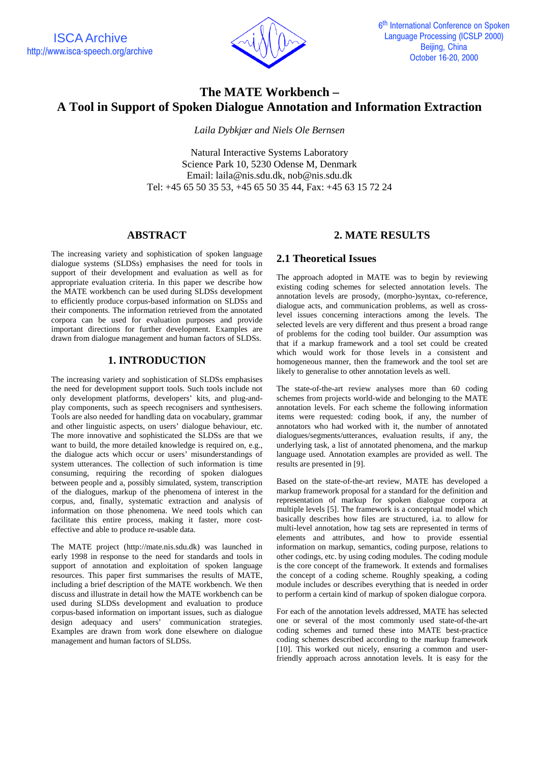# The MATE Workbench – A Tool in Support of Spoken Dialogue Annotation and Information Extraction

*Laila Dybkjær and Niels Ole Bernsen*

Natural Interactive Systems Laboratory
Science Park 10, 5230 Odense M, Denmark
Email: laila@nis.sdu.dk, nob@nis.sdu.dk
Tel: +45 65 50 35 53, +45 65 50 35 44, Fax: +45 63 15 72 24

## ABSTRACT

The increasing variety and sophistication of spoken language dialogue systems (SLDSs) emphasises the need for tools in support of their development and evaluation as well as for appropriate evaluation criteria. In this paper we describe how the MATE workbench can be used during SLDSs development to efficiently produce corpus-based information on SLDSs and their components. The information retrieved from the annotated corpora can be used for evaluation purposes and provide important directions for further development. Examples are drawn from dialogue management and human factors of SLDSs.

## 1. INTRODUCTION

The increasing variety and sophistication of SLDSs emphasises the need for development support tools. Such tools include not only development platforms, developers' kits, and plug-and-play components, such as speech recognisers and synthesisers. Tools are also needed for handling data on vocabulary, grammar and other linguistic aspects, on users' dialogue behaviour, etc. The more innovative and sophisticated the SLDSs are that we want to build, the more detailed knowledge is required on, e.g., the dialogue acts which occur or users' misunderstandings of system utterances. The collection of such information is time consuming, requiring the recording of spoken dialogues between people and a, possibly simulated, system, transcription of the dialogues, markup of the phenomena of interest in the corpus, and, finally, systematic extraction and analysis of information on those phenomena. We need tools which can facilitate this entire process, making it faster, more cost-effective and able to produce re-usable data.

The MATE project (http://mate.nis.sdu.dk) was launched in early 1998 in response to the need for standards and tools in support of annotation and exploitation of spoken language resources. This paper first summarises the results of MATE, including a brief description of the MATE workbench. We then discuss and illustrate in detail how the MATE workbench can be used during SLDSs development and evaluation to produce corpus-based information on important issues, such as dialogue design adequacy and users' communication strategies. Examples are drawn from work done elsewhere on dialogue management and human factors of SLDSs.

## 2. MATE RESULTS

### 2.1 Theoretical Issues

The approach adopted in MATE was to begin by reviewing existing coding schemes for selected annotation levels. The annotation levels are prosody, (morpho-)syntax, co-reference, dialogue acts, and communication problems, as well as cross-level issues concerning interactions among the levels. The selected levels are very different and thus present a broad range of problems for the coding tool builder. Our assumption was that if a markup framework and a tool set could be created which would work for those levels in a consistent and homogeneous manner, then the framework and the tool set are likely to generalise to other annotation levels as well.

The state-of-the-art review analyses more than 60 coding schemes from projects world-wide and belonging to the MATE annotation levels. For each scheme the following information items were requested: coding book, if any, the number of annotators who had worked with it, the number of annotated dialogues/segments/utterances, evaluation results, if any, the underlying task, a list of annotated phenomena, and the markup language used. Annotation examples are provided as well. The results are presented in [9].

Based on the state-of-the-art review, MATE has developed a markup framework proposal for a standard for the definition and representation of markup for spoken dialogue corpora at multiple levels [5]. The framework is a conceptual model which basically describes how files are structured, i.a. to allow for multi-level annotation, how tag sets are represented in terms of elements and attributes, and how to provide essential information on markup, semantics, coding purpose, relations to other codings, etc. by using coding modules. The coding module is the core concept of the framework. It extends and formalises the concept of a coding scheme. Roughly speaking, a coding module includes or describes everything that is needed in order to perform a certain kind of markup of spoken dialogue corpora.

For each of the annotation levels addressed, MATE has selected one or several of the most commonly used state-of-the-art coding schemes and turned these into MATE best-practice coding schemes described according to the markup framework [10]. This worked out nicely, ensuring a common and user-friendly approach across annotation levels. It is easy for the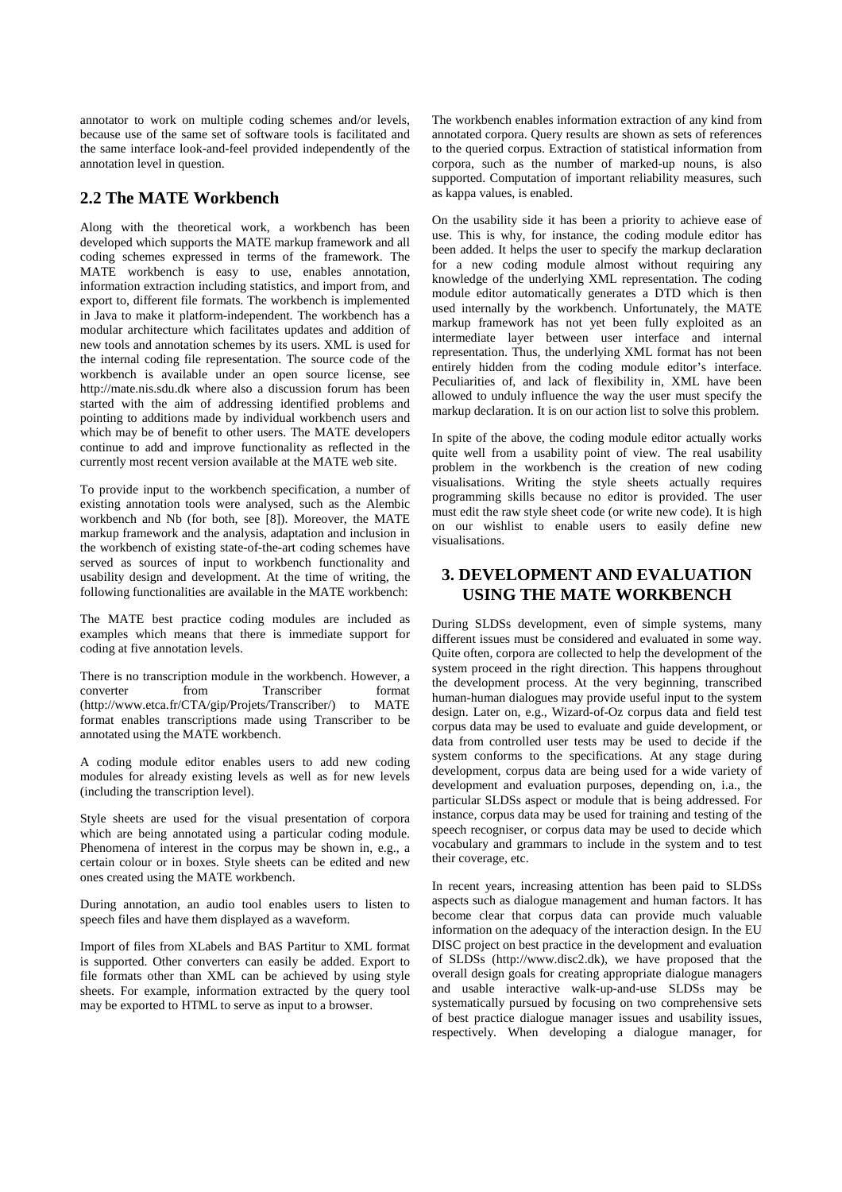annotator to work on multiple coding schemes and/or levels, because use of the same set of software tools is facilitated and the same interface look-and-feel provided independently of the annotation level in question.

## 2.2 The MATE Workbench

Along with the theoretical work, a workbench has been developed which supports the MATE markup framework and all coding schemes expressed in terms of the framework. The MATE workbench is easy to use, enables annotation, information extraction including statistics, and import from, and export to, different file formats. The workbench is implemented in Java to make it platform-independent. The workbench has a modular architecture which facilitates updates and addition of new tools and annotation schemes by its users. XML is used for the internal coding file representation. The source code of the workbench is available under an open source license, see http://mate.nis.sdu.dk where also a discussion forum has been started with the aim of addressing identified problems and pointing to additions made by individual workbench users and which may be of benefit to other users. The MATE developers continue to add and improve functionality as reflected in the currently most recent version available at the MATE web site.

To provide input to the workbench specification, a number of existing annotation tools were analysed, such as the Alembic workbench and Nb (for both, see [8]). Moreover, the MATE markup framework and the analysis, adaptation and inclusion in the workbench of existing state-of-the-art coding schemes have served as sources of input to workbench functionality and usability design and development. At the time of writing, the following functionalities are available in the MATE workbench:

The MATE best practice coding modules are included as examples which means that there is immediate support for coding at five annotation levels.

There is no transcription module in the workbench. However, a converter from Transcriber format (http://www.etca.fr/CTA/gip/Projets/Transcriber/) to MATE format enables transcriptions made using Transcriber to be annotated using the MATE workbench.

A coding module editor enables users to add new coding modules for already existing levels as well as for new levels (including the transcription level).

Style sheets are used for the visual presentation of corpora which are being annotated using a particular coding module. Phenomena of interest in the corpus may be shown in, e.g., a certain colour or in boxes. Style sheets can be edited and new ones created using the MATE workbench.

During annotation, an audio tool enables users to listen to speech files and have them displayed as a waveform.

Import of files from XLabels and BAS Partitur to XML format is supported. Other converters can easily be added. Export to file formats other than XML can be achieved by using style sheets. For example, information extracted by the query tool may be exported to HTML to serve as input to a browser.

The workbench enables information extraction of any kind from annotated corpora. Query results are shown as sets of references to the queried corpus. Extraction of statistical information from corpora, such as the number of marked-up nouns, is also supported. Computation of important reliability measures, such as kappa values, is enabled.

On the usability side it has been a priority to achieve ease of use. This is why, for instance, the coding module editor has been added. It helps the user to specify the markup declaration for a new coding module almost without requiring any knowledge of the underlying XML representation. The coding module editor automatically generates a DTD which is then used internally by the workbench. Unfortunately, the MATE markup framework has not yet been fully exploited as an intermediate layer between user interface and internal representation. Thus, the underlying XML format has not been entirely hidden from the coding module editor's interface. Peculiarities of, and lack of flexibility in, XML have been allowed to unduly influence the way the user must specify the markup declaration. It is on our action list to solve this problem.

In spite of the above, the coding module editor actually works quite well from a usability point of view. The real usability problem in the workbench is the creation of new coding visualisations. Writing the style sheets actually requires programming skills because no editor is provided. The user must edit the raw style sheet code (or write new code). It is high on our wishlist to enable users to easily define new visualisations.

# 3. DEVELOPMENT AND EVALUATION USING THE MATE WORKBENCH

During SLDSs development, even of simple systems, many different issues must be considered and evaluated in some way. Quite often, corpora are collected to help the development of the system proceed in the right direction. This happens throughout the development process. At the very beginning, transcribed human-human dialogues may provide useful input to the system design. Later on, e.g., Wizard-of-Oz corpus data and field test corpus data may be used to evaluate and guide development, or data from controlled user tests may be used to decide if the system conforms to the specifications. At any stage during development, corpus data are being used for a wide variety of development and evaluation purposes, depending on, i.a., the particular SLDSs aspect or module that is being addressed. For instance, corpus data may be used for training and testing of the speech recogniser, or corpus data may be used to decide which vocabulary and grammars to include in the system and to test their coverage, etc.

In recent years, increasing attention has been paid to SLDSs aspects such as dialogue management and human factors. It has become clear that corpus data can provide much valuable information on the adequacy of the interaction design. In the EU DISC project on best practice in the development and evaluation of SLDSs (http://www.disc2.dk), we have proposed that the overall design goals for creating appropriate dialogue managers and usable interactive walk-up-and-use SLDSs may be systematically pursued by focusing on two comprehensive sets of best practice dialogue manager issues and usability issues, respectively. When developing a dialogue manager, for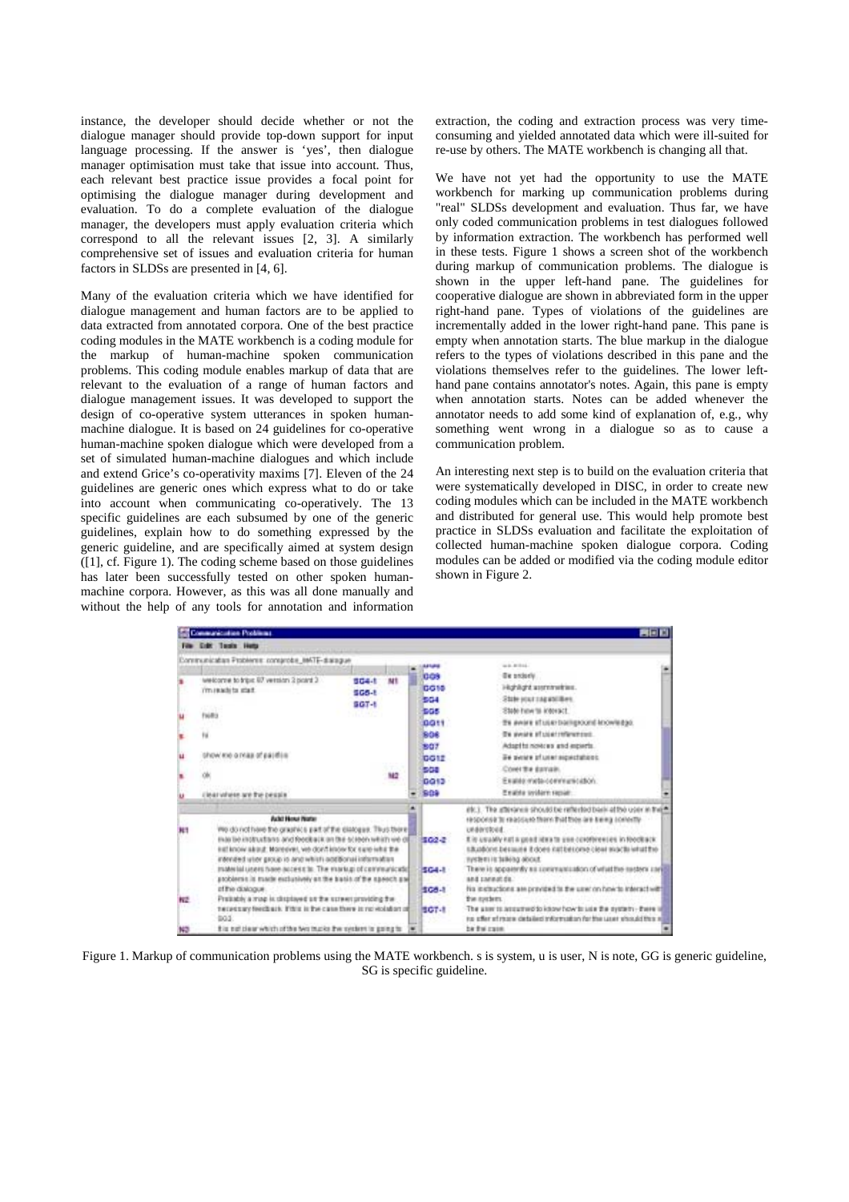instance, the developer should decide whether or not the dialogue manager should provide top-down support for input language processing. If the answer is 'yes', then dialogue manager optimisation must take that issue into account. Thus, each relevant best practice issue provides a focal point for optimising the dialogue manager during development and evaluation. To do a complete evaluation of the dialogue manager, the developers must apply evaluation criteria which correspond to all the relevant issues [2, 3]. A similarly comprehensive set of issues and evaluation criteria for human factors in SLDSs are presented in [4, 6].

Many of the evaluation criteria which we have identified for dialogue management and human factors are to be applied to data extracted from annotated corpora. One of the best practice coding modules in the MATE workbench is a coding module for the markup of human-machine spoken communication problems. This coding module enables markup of data that are relevant to the evaluation of a range of human factors and dialogue management issues. It was developed to support the design of co-operative system utterances in spoken human-machine dialogue. It is based on 24 guidelines for co-operative human-machine spoken dialogue which were developed from a set of simulated human-machine dialogues and which include and extend Grice's co-operativity maxims [7]. Eleven of the 24 guidelines are generic ones which express what to do or take into account when communicating co-operatively. The 13 specific guidelines are each subsumed by one of the generic guidelines, explain how to do something expressed by the generic guideline, and are specifically aimed at system design ([1], cf. Figure 1). The coding scheme based on those guidelines has later been successfully tested on other spoken human-machine corpora. However, as this was all done manually and without the help of any tools for annotation and information extraction, the coding and extraction process was very time-consuming and yielded annotated data which were ill-suited for re-use by others. The MATE workbench is changing all that.

We have not yet had the opportunity to use the MATE workbench for marking up communication problems during "real" SLDSs development and evaluation. Thus far, we have only coded communication problems in test dialogues followed by information extraction. The workbench has performed well in these tests. Figure 1 shows a screen shot of the workbench during markup of communication problems. The dialogue is shown in the upper left-hand pane. The guidelines for cooperative dialogue are shown in abbreviated form in the upper right-hand pane. Types of violations of the guidelines are incrementally added in the lower right-hand pane. This pane is empty when annotation starts. The blue markup in the dialogue refers to the types of violations described in this pane and the violations themselves refer to the guidelines. The lower left-hand pane contains annotator's notes. Again, this pane is empty when annotation starts. Notes can be added whenever the annotator needs to add some kind of explanation of, e.g., why something went wrong in a dialogue so as to cause a communication problem.

An interesting next step is to build on the evaluation criteria that were systematically developed in DISC, in order to create new coding modules which can be included in the MATE workbench and distributed for general use. This would help promote best practice in SLDSs evaluation and facilitate the exploitation of collected human-machine spoken dialogue corpora. Coding modules can be added or modified via the coding module editor shown in Figure 2.

Figure 1. Markup of communication problems using the MATE workbench. s is system, u is user, N is note, GG is generic guideline, SG is specific guideline.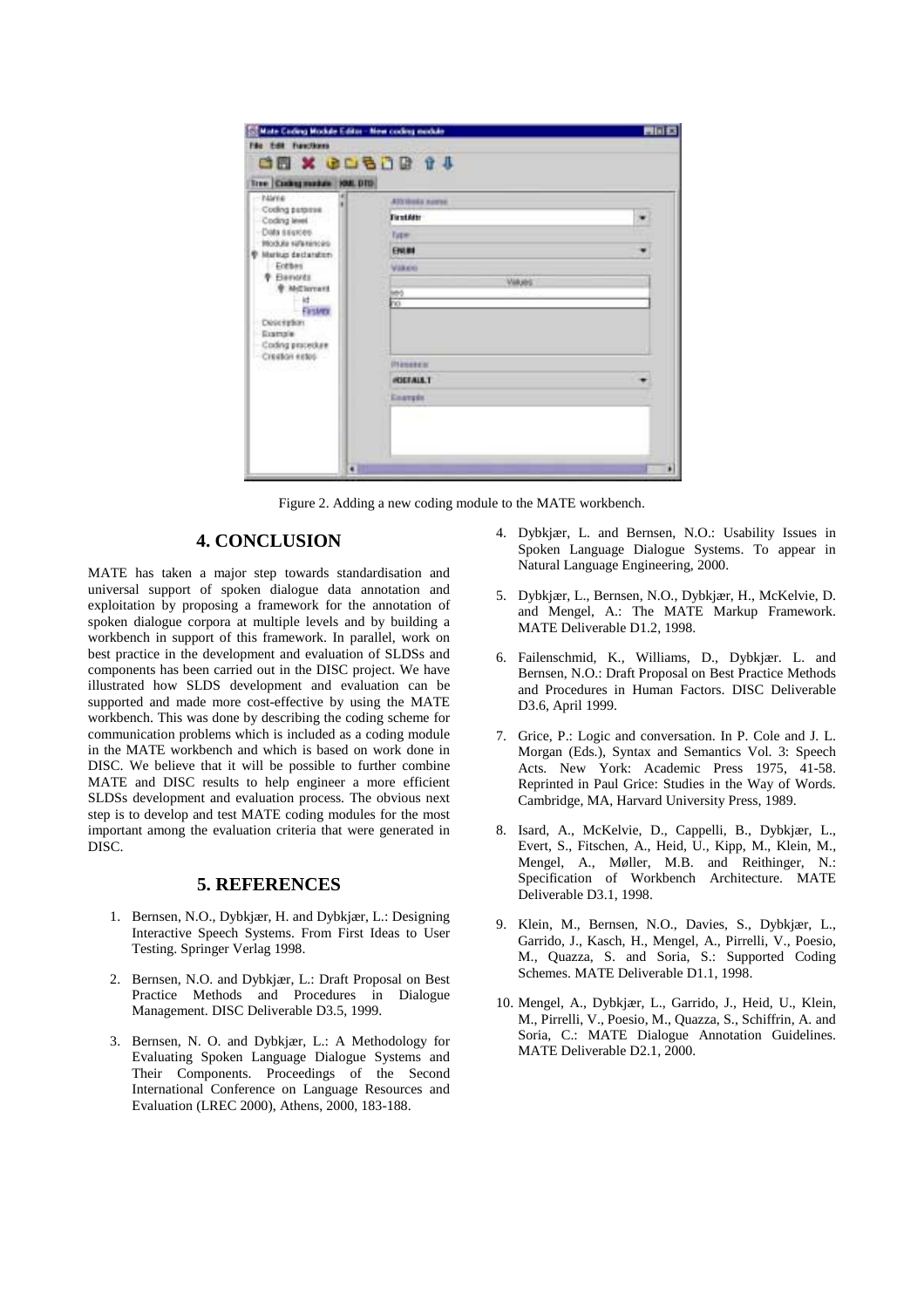Figure 2. Adding a new coding module to the MATE workbench.

## 4. CONCLUSION

MATE has taken a major step towards standardisation and universal support of spoken dialogue data annotation and exploitation by proposing a framework for the annotation of spoken dialogue corpora at multiple levels and by building a workbench in support of this framework. In parallel, work on best practice in the development and evaluation of SLDSs and components has been carried out in the DISC project. We have illustrated how SLDS development and evaluation can be supported and made more cost-effective by using the MATE workbench. This was done by describing the coding scheme for communication problems which is included as a coding module in the MATE workbench and which is based on work done in DISC. We believe that it will be possible to further combine MATE and DISC results to help engineer a more efficient SLDSs development and evaluation process. The obvious next step is to develop and test MATE coding modules for the most important among the evaluation criteria that were generated in DISC.

## 5. REFERENCES

1. Bernsen, N.O., Dybkjær, H. and Dybkjær, L.: Designing Interactive Speech Systems. From First Ideas to User Testing. Springer Verlag 1998.
2. Bernsen, N.O. and Dybkjær, L.: Draft Proposal on Best Practice Methods and Procedures in Dialogue Management. DISC Deliverable D3.5, 1999.
3. Bernsen, N. O. and Dybkjær, L.: A Methodology for Evaluating Spoken Language Dialogue Systems and Their Components. Proceedings of the Second International Conference on Language Resources and Evaluation (LREC 2000), Athens, 2000, 183-188.
4. Dybkjær, L. and Bernsen, N.O.: Usability Issues in Spoken Language Dialogue Systems. To appear in Natural Language Engineering, 2000.
5. Dybkjær, L., Bernsen, N.O., Dybkjær, H., McKelvie, D. and Mengel, A.: The MATE Markup Framework. MATE Deliverable D1.2, 1998.
6. Failenschmid, K., Williams, D., Dybkjær. L. and Bernsen, N.O.: Draft Proposal on Best Practice Methods and Procedures in Human Factors. DISC Deliverable D3.6, April 1999.
7. Grice, P.: Logic and conversation. In P. Cole and J. L. Morgan (Eds.), Syntax and Semantics Vol. 3: Speech Acts. New York: Academic Press 1975, 41-58. Reprinted in Paul Grice: Studies in the Way of Words. Cambridge, MA, Harvard University Press, 1989.
8. Isard, A., McKelvie, D., Cappelli, B., Dybkjær, L., Evert, S., Fitschen, A., Heid, U., Kipp, M., Klein, M., Mengel, A., Møller, M.B. and Reithinger, N.: Specification of Workbench Architecture. MATE Deliverable D3.1, 1998.
9. Klein, M., Bernsen, N.O., Davies, S., Dybkjær, L., Garrido, J., Kasch, H., Mengel, A., Pirrelli, V., Poesio, M., Quazza, S. and Soria, S.: Supported Coding Schemes. MATE Deliverable D1.1, 1998.
10. Mengel, A., Dybkjær, L., Garrido, J., Heid, U., Klein, M., Pirrelli, V., Poesio, M., Quazza, S., Schiffrin, A. and Soria, C.: MATE Dialogue Annotation Guidelines. MATE Deliverable D2.1, 2000.